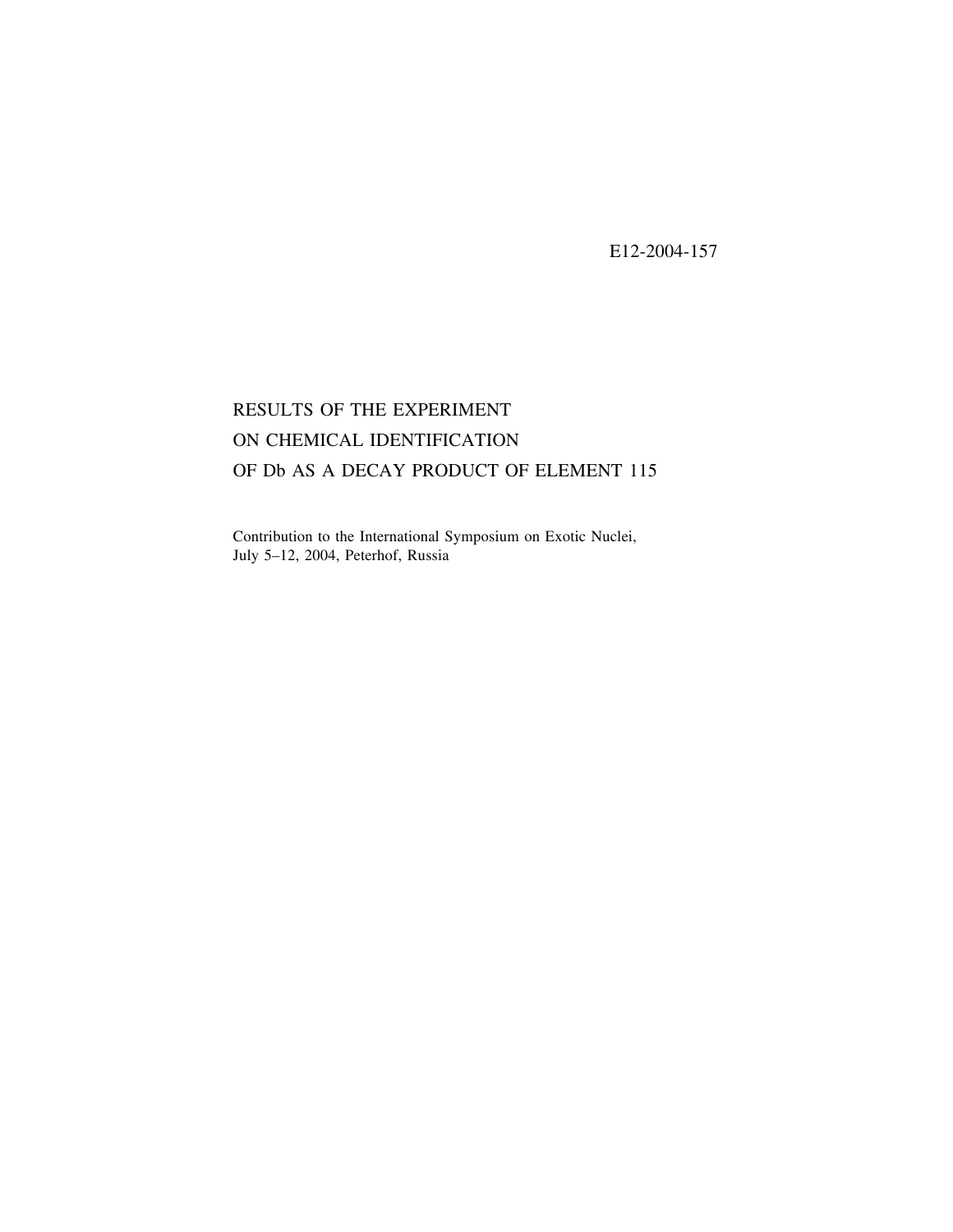E12-2004-157

# RESULTS OF THE EXPERIMENT ON CHEMICAL IDENTIFICATION OF Db AS A DECAY PRODUCT OF ELEMENT 115

Contribution to the International Symposium on Exotic Nuclei,
July 5–12, 2004, Peterhof, Russia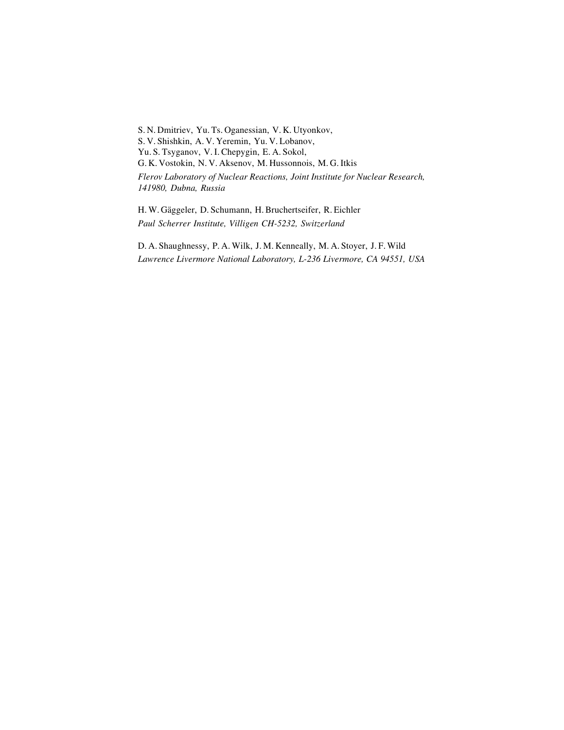S. N. Dmitriev, Yu. Ts. Oganessian, V. K. Utyonkov,
S. V. Shishkin, A. V. Yeremin, Yu. V. Lobanov,
Yu. S. Tsyganov, V. I. Chepygin, E. A. Sokol,
G. K. Vostokin, N. V. Aksenov, M. Hussonnois, M. G. Itkis

*Flerov Laboratory of Nuclear Reactions, Joint Institute for Nuclear Research, 141980, Dubna, Russia*

H. W. Gäggeler, D. Schumann, H. Bruchertseifer, R. Eichler

*Paul Scherrer Institute, Villigen CH-5232, Switzerland*

D. A. Shaughnessy, P. A. Wilk, J. M. Kenneally, M. A. Stoyer, J. F. Wild

*Lawrence Livermore National Laboratory, L-236 Livermore, CA 94551, USA*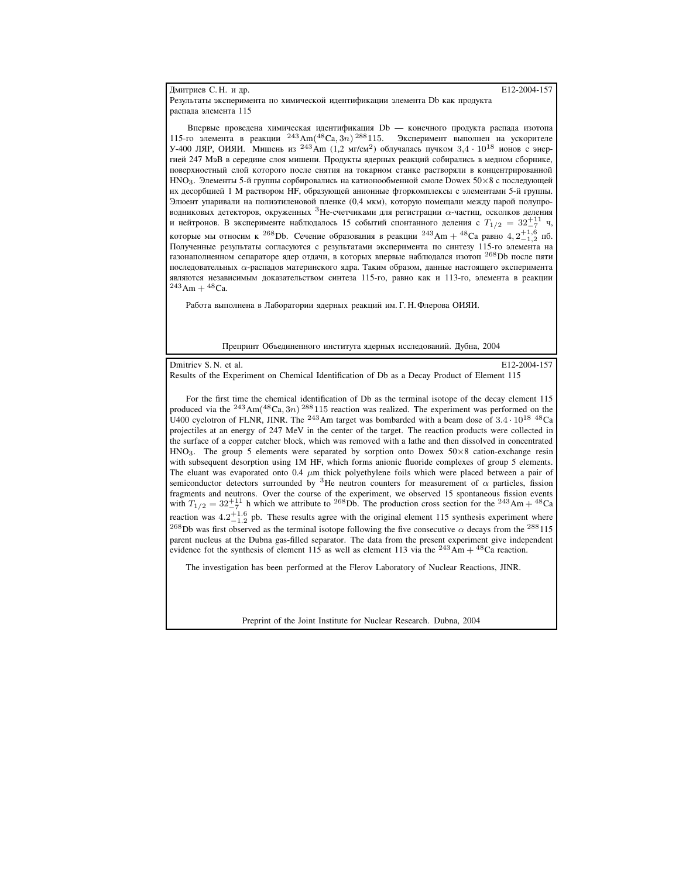Дмитриев С. Н. и др. E12-2004-157

Результаты эксперимента по химической идентификации элемента Db как продукта распада элемента 115

Впервые проведена химическая идентификация Db — конечного продукта распада изотопа 115-го элемента в реакции $^{243}\mathrm{Am}(^{48}\mathrm{Ca}, 3n)\,^{288}115$. Эксперимент выполнен на ускорителе У-400 ЛЯР, ОИЯИ. Мишень из $^{243}$Am (1,2 мг/см$^2$) облучалась пучком $3{,}4 \cdot 10^{18}$ ионов с энергией 247 МэВ в середине слоя мишени. Продукты ядерных реакций собирались в медном сборнике, поверхностный слой которого после снятия на токарном станке растворяли в концентрированной $HNO_3$. Элементы 5-й группы сорбировались на катионообменной смоле Dowex 50×8 с последующей их десорбцией 1 М раствором HF, образующей анионные фторкомплексы с элементами 5-й группы. Элюент упаривали на полиэтиленовой пленке (0,4 мкм), которую помещали между парой полупроводниковых детекторов, окруженных $^3$He-счетчиками для регистрации $\alpha$-частиц, осколков деления и нейтронов. В эксперименте наблюдалось 15 событий спонтанного деления с $T_{1/2} = 32^{+11}_{-7}$ ч, которые мы относим к $^{268}$Db. Сечение образования в реакции $^{243}\mathrm{Am} + {}^{48}\mathrm{Ca}$ равно $4{,}2^{+1{,}6}_{-1{,}2}$ пб. Полученные результаты согласуются с результатами эксперимента по синтезу 115-го элемента на газонаполненном сепараторе ядер отдачи, в которых впервые наблюдался изотоп $^{268}$Db после пяти последовательных $\alpha$-распадов материнского ядра. Таким образом, данные настоящего эксперимента являются независимым доказательством синтеза 115-го, равно как и 113-го, элемента в реакции $^{243}\mathrm{Am} + {}^{48}\mathrm{Ca}$.

Работа выполнена в Лаборатории ядерных реакций им. Г. Н. Флерова ОИЯИ.

Препринт Объединенного института ядерных исследований. Дубна, 2004

---

Dmitriev S. N. et al. E12-2004-157

Results of the Experiment on Chemical Identification of Db as a Decay Product of Element 115

For the first time the chemical identification of Db as the terminal isotope of the decay element 115 produced via the $^{243}\mathrm{Am}(^{48}\mathrm{Ca}, 3n)\,^{288}115$ reaction was realized. The experiment was performed on the U400 cyclotron of FLNR, JINR. The $^{243}$Am target was bombarded with a beam dose of $3.4 \cdot 10^{18}$ $^{48}$Ca projectiles at an energy of 247 MeV in the center of the target. The reaction products were collected in the surface of a copper catcher block, which was removed with a lathe and then dissolved in concentrated $HNO_3$. The group 5 elements were separated by sorption onto Dowex 50×8 cation-exchange resin with subsequent desorption using 1M HF, which forms anionic fluoride complexes of group 5 elements. The eluant was evaporated onto 0.4 $\mu$m thick polyethylene foils which were placed between a pair of semiconductor detectors surrounded by $^3$He neutron counters for measurement of $\alpha$ particles, fission fragments and neutrons. Over the course of the experiment, we observed 15 spontaneous fission events with $T_{1/2} = 32^{+11}_{-7}$ h which we attribute to $^{268}$Db. The production cross section for the $^{243}\mathrm{Am} + {}^{48}\mathrm{Ca}$ reaction was $4.2^{+1.6}_{-1.2}$ pb. These results agree with the original element 115 synthesis experiment where $^{268}$Db was first observed as the terminal isotope following the five consecutive $\alpha$ decays from the $^{288}115$ parent nucleus at the Dubna gas-filled separator. The data from the present experiment give independent evidence fot the synthesis of element 115 as well as element 113 via the $^{243}\mathrm{Am} + {}^{48}\mathrm{Ca}$ reaction.

The investigation has been performed at the Flerov Laboratory of Nuclear Reactions, JINR.

Preprint of the Joint Institute for Nuclear Research. Dubna, 2004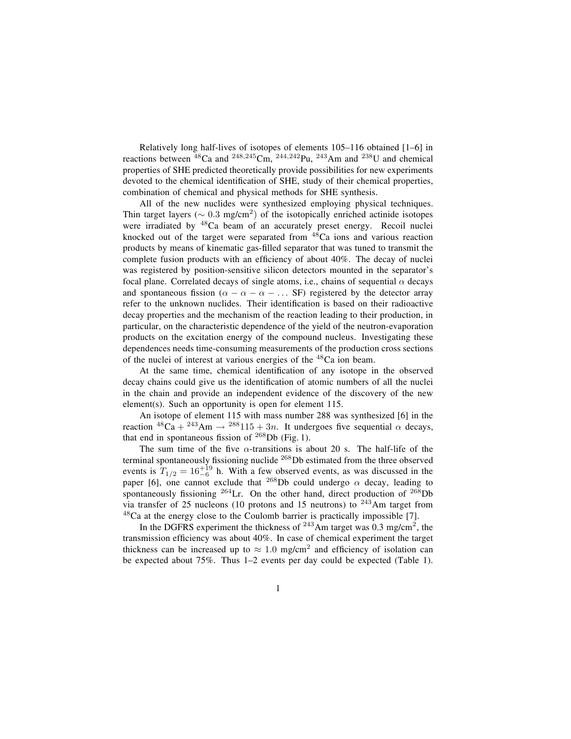Relatively long half-lives of isotopes of elements 105–116 obtained [1–6] in reactions between $^{48}$Ca and $^{248,245}$Cm, $^{244,242}$Pu, $^{243}$Am and $^{238}$U and chemical properties of SHE predicted theoretically provide possibilities for new experiments devoted to the chemical identification of SHE, study of their chemical properties, combination of chemical and physical methods for SHE synthesis.

All of the new nuclides were synthesized employing physical techniques. Thin target layers ($\sim 0.3$ mg/cm$^2$) of the isotopically enriched actinide isotopes were irradiated by $^{48}$Ca beam of an accurately preset energy. Recoil nuclei knocked out of the target were separated from $^{48}$Ca ions and various reaction products by means of kinematic gas-filled separator that was tuned to transmit the complete fusion products with an efficiency of about 40%. The decay of nuclei was registered by position-sensitive silicon detectors mounted in the separator's focal plane. Correlated decays of single atoms, i.e., chains of sequential $\alpha$ decays and spontaneous fission ($\alpha - \alpha - \alpha - \ldots$ SF) registered by the detector array refer to the unknown nuclides. Their identification is based on their radioactive decay properties and the mechanism of the reaction leading to their production, in particular, on the characteristic dependence of the yield of the neutron-evaporation products on the excitation energy of the compound nucleus. Investigating these dependences needs time-consuming measurements of the production cross sections of the nuclei of interest at various energies of the $^{48}$Ca ion beam.

At the same time, chemical identification of any isotope in the observed decay chains could give us the identification of atomic numbers of all the nuclei in the chain and provide an independent evidence of the discovery of the new element(s). Such an opportunity is open for element 115.

An isotope of element 115 with mass number 288 was synthesized [6] in the reaction $^{48}\text{Ca} + {}^{243}\text{Am} \rightarrow {}^{288}115 + 3n$. It undergoes five sequential $\alpha$ decays, that end in spontaneous fission of $^{268}$Db (Fig. 1).

The sum time of the five $\alpha$-transitions is about 20 s. The half-life of the terminal spontaneously fissioning nuclide $^{268}$Db estimated from the three observed events is $T_{1/2} = 16^{+19}_{-6}$ h. With a few observed events, as was discussed in the paper [6], one cannot exclude that $^{268}$Db could undergo $\alpha$ decay, leading to spontaneously fissioning $^{264}$Lr. On the other hand, direct production of $^{268}$Db via transfer of 25 nucleons (10 protons and 15 neutrons) to $^{243}$Am target from $^{48}$Ca at the energy close to the Coulomb barrier is practically impossible [7].

In the DGFRS experiment the thickness of $^{243}$Am target was 0.3 mg/cm$^2$, the transmission efficiency was about 40%. In case of chemical experiment the target thickness can be increased up to $\approx 1.0$ mg/cm$^2$ and efficiency of isolation can be expected about 75%. Thus 1–2 events per day could be expected (Table 1).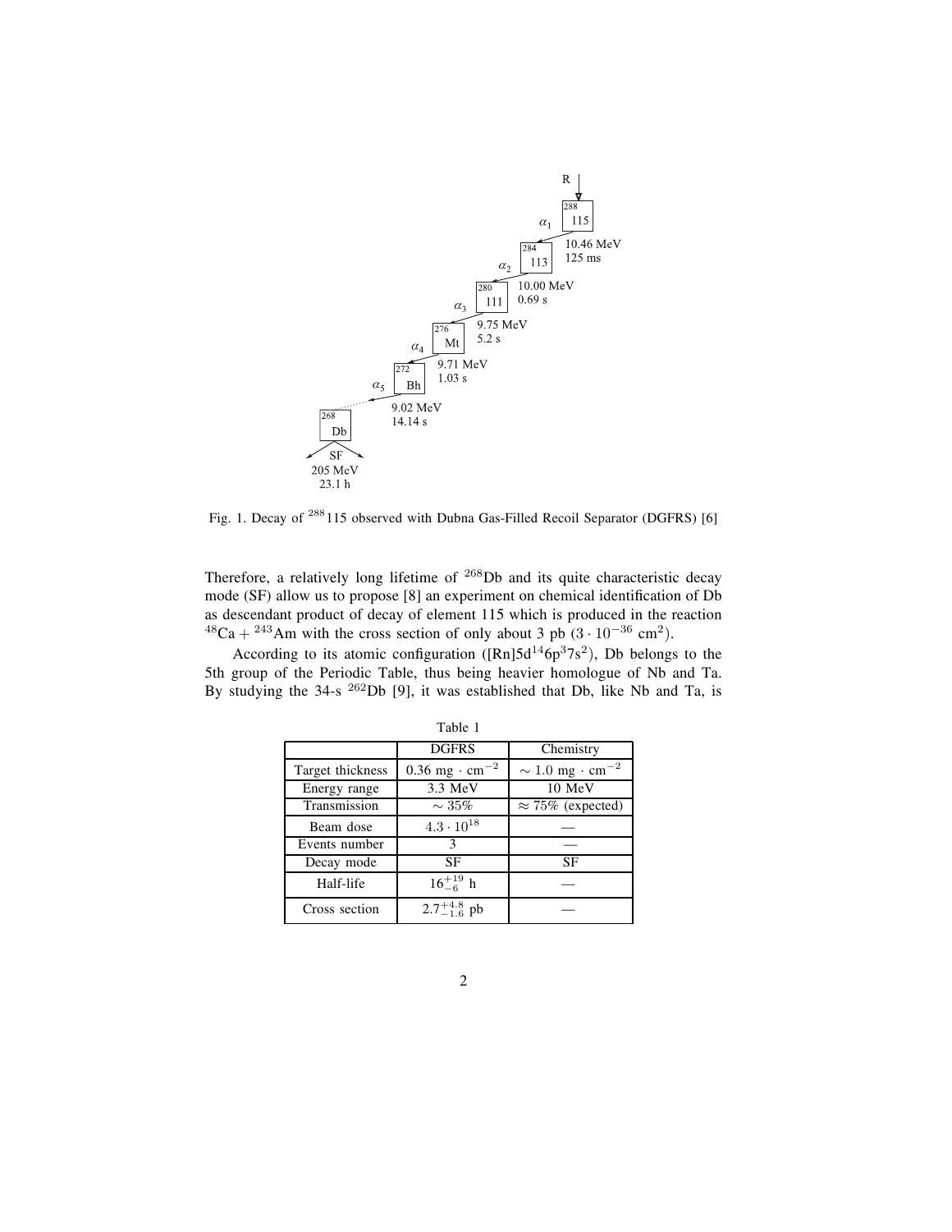Fig. 1. Decay of $^{288}115$ observed with Dubna Gas-Filled Recoil Separator (DGFRS) [6]

Therefore, a relatively long lifetime of $^{268}$Db and its quite characteristic decay mode (SF) allow us to propose [8] an experiment on chemical identification of Db as descendant product of decay of element 115 which is produced in the reaction $^{48}\text{Ca} + ^{243}\text{Am}$ with the cross section of only about 3 pb ($3 \cdot 10^{-36}$ cm$^2$).

According to its atomic configuration ([Rn]$5d^{14}6p^{3}7s^{2}$), Db belongs to the 5th group of the Periodic Table, thus being heavier homologue of Nb and Ta. By studying the 34-s $^{262}$Db [9], it was established that Db, like Nb and Ta, is

Table 1

| | DGFRS | Chemistry |
|---|---|---|
| Target thickness | $0.36$ mg $\cdot$ cm$^{-2}$ | $\sim 1.0$ mg $\cdot$ cm$^{-2}$ |
| Energy range | 3.3 MeV | 10 MeV |
| Transmission | $\sim 35\%$ | $\approx 75\%$ (expected) |
| Beam dose | $4.3 \cdot 10^{18}$ | — |
| Events number | 3 | — |
| Decay mode | SF | SF |
| Half-life | $16^{+19}_{-6}$ h | — |
| Cross section | $2.7^{+4.8}_{-1.6}$ pb | — |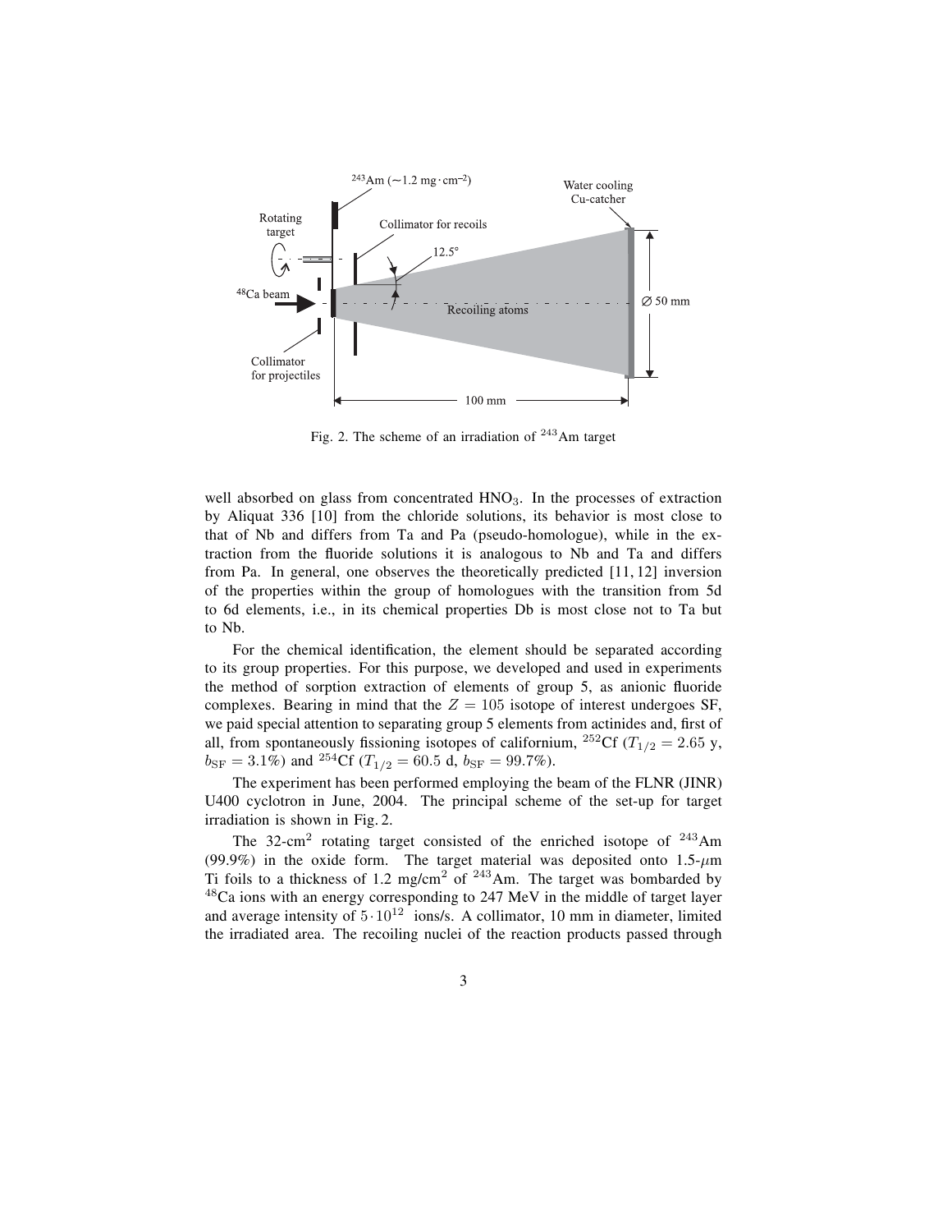Fig. 2. The scheme of an irradiation of $^{243}$Am target

well absorbed on glass from concentrated $HNO_3$. In the processes of extraction by Aliquat 336 [10] from the chloride solutions, its behavior is most close to that of Nb and differs from Ta and Pa (pseudo-homologue), while in the extraction from the fluoride solutions it is analogous to Nb and Ta and differs from Pa. In general, one observes the theoretically predicted [11, 12] inversion of the properties within the group of homologues with the transition from 5d to 6d elements, i.e., in its chemical properties Db is most close not to Ta but to Nb.

For the chemical identification, the element should be separated according to its group properties. For this purpose, we developed and used in experiments the method of sorption extraction of elements of group 5, as anionic fluoride complexes. Bearing in mind that the $Z = 105$ isotope of interest undergoes SF, we paid special attention to separating group 5 elements from actinides and, first of all, from spontaneously fissioning isotopes of californium, $^{252}$Cf ($T_{1/2} = 2.65$ y, $b_{\mathrm{SF}} = 3.1\%$) and $^{254}$Cf ($T_{1/2} = 60.5$ d, $b_{\mathrm{SF}} = 99.7\%$).

The experiment has been performed employing the beam of the FLNR (JINR) U400 cyclotron in June, 2004. The principal scheme of the set-up for target irradiation is shown in Fig. 2.

The 32-cm$^2$ rotating target consisted of the enriched isotope of $^{243}$Am (99.9%) in the oxide form. The target material was deposited onto 1.5-$\mu$m Ti foils to a thickness of 1.2 mg/cm$^2$ of $^{243}$Am. The target was bombarded by $^{48}$Ca ions with an energy corresponding to 247 MeV in the middle of target layer and average intensity of $5 \cdot 10^{12}$ ions/s. A collimator, 10 mm in diameter, limited the irradiated area. The recoiling nuclei of the reaction products passed through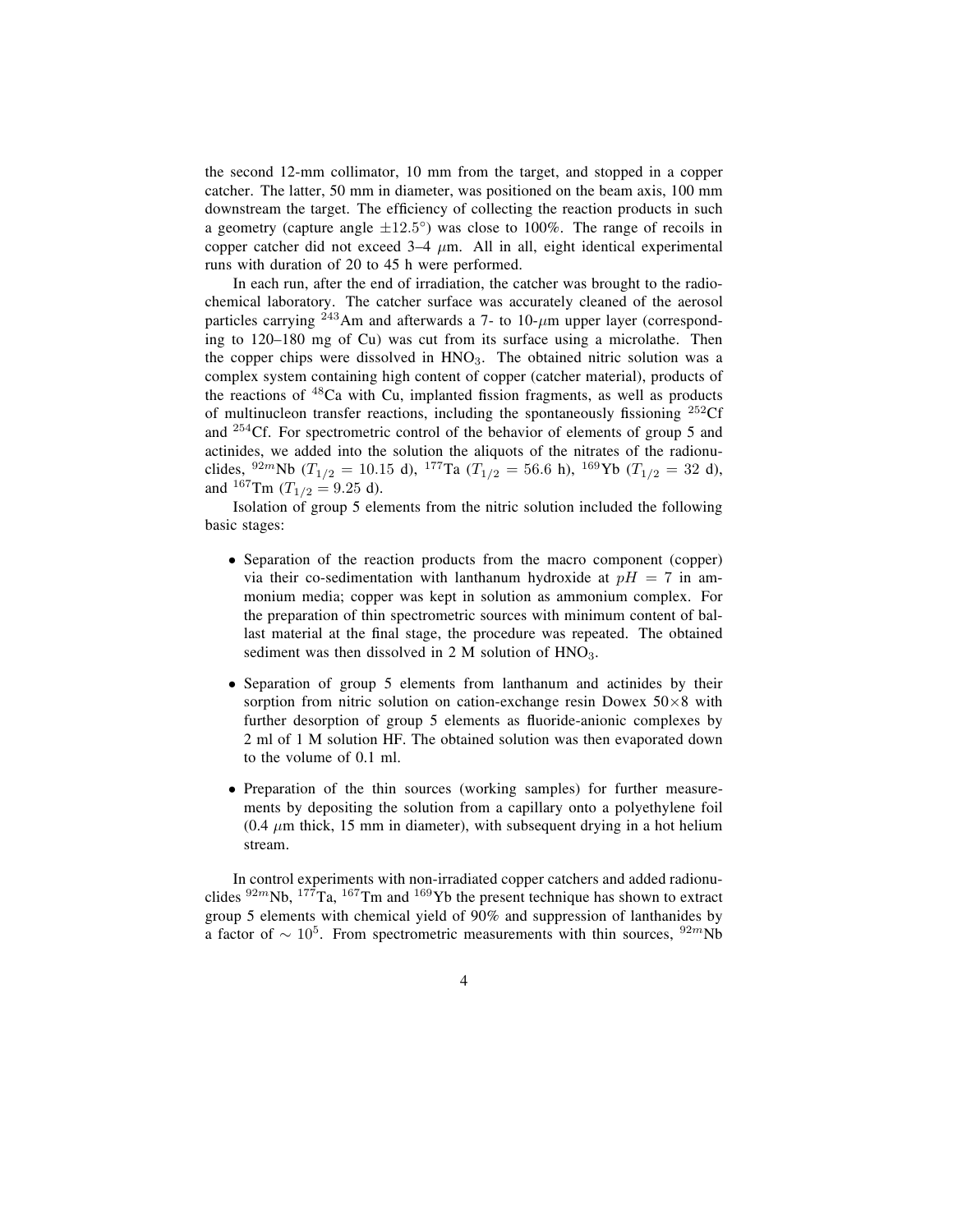the second 12-mm collimator, 10 mm from the target, and stopped in a copper catcher. The latter, 50 mm in diameter, was positioned on the beam axis, 100 mm downstream the target. The efficiency of collecting the reaction products in such a geometry (capture angle $\pm 12.5^{\circ}$) was close to 100%. The range of recoils in copper catcher did not exceed 3–4 $\mu$m. All in all, eight identical experimental runs with duration of 20 to 45 h were performed.

In each run, after the end of irradiation, the catcher was brought to the radiochemical laboratory. The catcher surface was accurately cleaned of the aerosol particles carrying $^{243}$Am and afterwards a 7- to 10-$\mu$m upper layer (corresponding to 120–180 mg of Cu) was cut from its surface using a microlathe. Then the copper chips were dissolved in $HNO_3$. The obtained nitric solution was a complex system containing high content of copper (catcher material), products of the reactions of $^{48}$Ca with Cu, implanted fission fragments, as well as products of multinucleon transfer reactions, including the spontaneously fissioning $^{252}$Cf and $^{254}$Cf. For spectrometric control of the behavior of elements of group 5 and actinides, we added into the solution the aliquots of the nitrates of the radionuclides, $^{92m}$Nb ($T_{1/2}$ = 10.15 d), $^{177}$Ta ($T_{1/2}$ = 56.6 h), $^{169}$Yb ($T_{1/2}$ = 32 d), and $^{167}$Tm ($T_{1/2}$ = 9.25 d).

Isolation of group 5 elements from the nitric solution included the following basic stages:

- Separation of the reaction products from the macro component (copper) via their co-sedimentation with lanthanum hydroxide at $pH = 7$ in ammonium media; copper was kept in solution as ammonium complex. For the preparation of thin spectrometric sources with minimum content of ballast material at the final stage, the procedure was repeated. The obtained sediment was then dissolved in 2 M solution of $HNO_3$.

- Separation of group 5 elements from lanthanum and actinides by their sorption from nitric solution on cation-exchange resin Dowex 50×8 with further desorption of group 5 elements as fluoride-anionic complexes by 2 ml of 1 M solution HF. The obtained solution was then evaporated down to the volume of 0.1 ml.

- Preparation of the thin sources (working samples) for further measurements by depositing the solution from a capillary onto a polyethylene foil (0.4 $\mu$m thick, 15 mm in diameter), with subsequent drying in a hot helium stream.

In control experiments with non-irradiated copper catchers and added radionuclides $^{92m}$Nb, $^{177}$Ta, $^{167}$Tm and $^{169}$Yb the present technique has shown to extract group 5 elements with chemical yield of 90% and suppression of lanthanides by a factor of $\sim 10^5$. From spectrometric measurements with thin sources, $^{92m}$Nb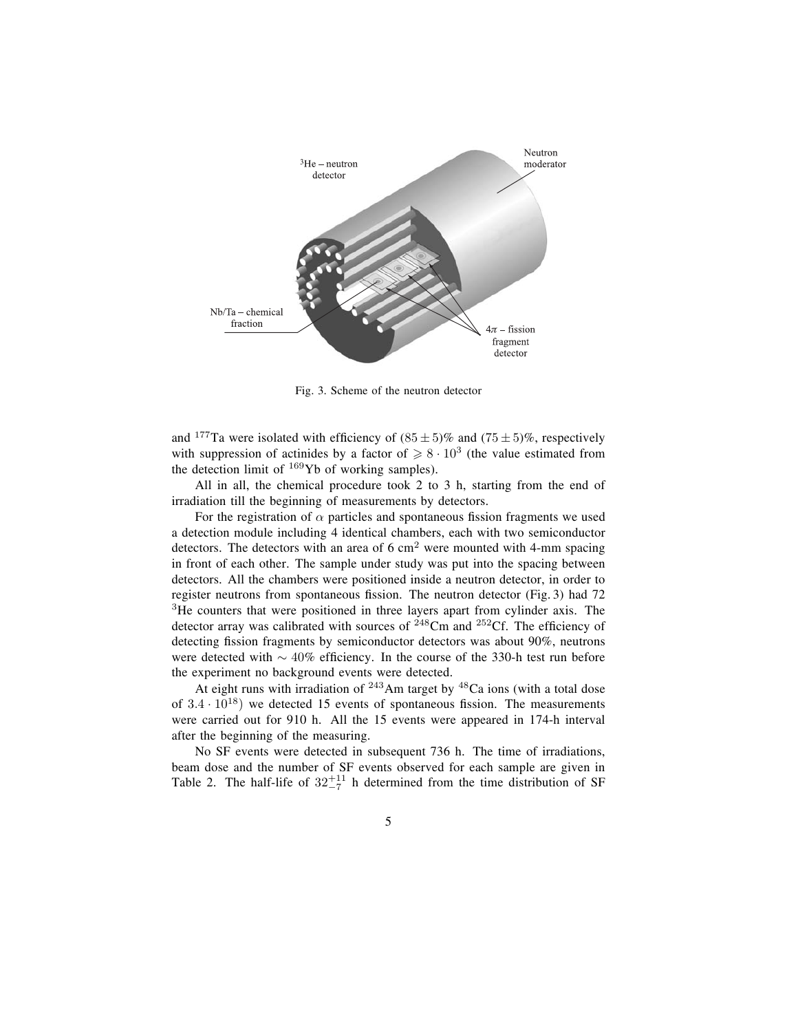Fig. 3. Scheme of the neutron detector

and $^{177}$Ta were isolated with efficiency of $(85 \pm 5)\%$ and $(75 \pm 5)\%$, respectively with suppression of actinides by a factor of $\geqslant 8 \cdot 10^3$ (the value estimated from the detection limit of $^{169}$Yb of working samples).

All in all, the chemical procedure took 2 to 3 h, starting from the end of irradiation till the beginning of measurements by detectors.

For the registration of $\alpha$ particles and spontaneous fission fragments we used a detection module including 4 identical chambers, each with two semiconductor detectors. The detectors with an area of 6 cm$^2$ were mounted with 4-mm spacing in front of each other. The sample under study was put into the spacing between detectors. All the chambers were positioned inside a neutron detector, in order to register neutrons from spontaneous fission. The neutron detector (Fig. 3) had 72 $^3$He counters that were positioned in three layers apart from cylinder axis. The detector array was calibrated with sources of $^{248}$Cm and $^{252}$Cf. The efficiency of detecting fission fragments by semiconductor detectors was about 90%, neutrons were detected with $\sim 40\%$ efficiency. In the course of the 330-h test run before the experiment no background events were detected.

At eight runs with irradiation of $^{243}$Am target by $^{48}$Ca ions (with a total dose of $3.4 \cdot 10^{18}$) we detected 15 events of spontaneous fission. The measurements were carried out for 910 h. All the 15 events were appeared in 174-h interval after the beginning of the measuring.

No SF events were detected in subsequent 736 h. The time of irradiations, beam dose and the number of SF events observed for each sample are given in Table 2. The half-life of $32^{+11}_{-7}$ h determined from the time distribution of SF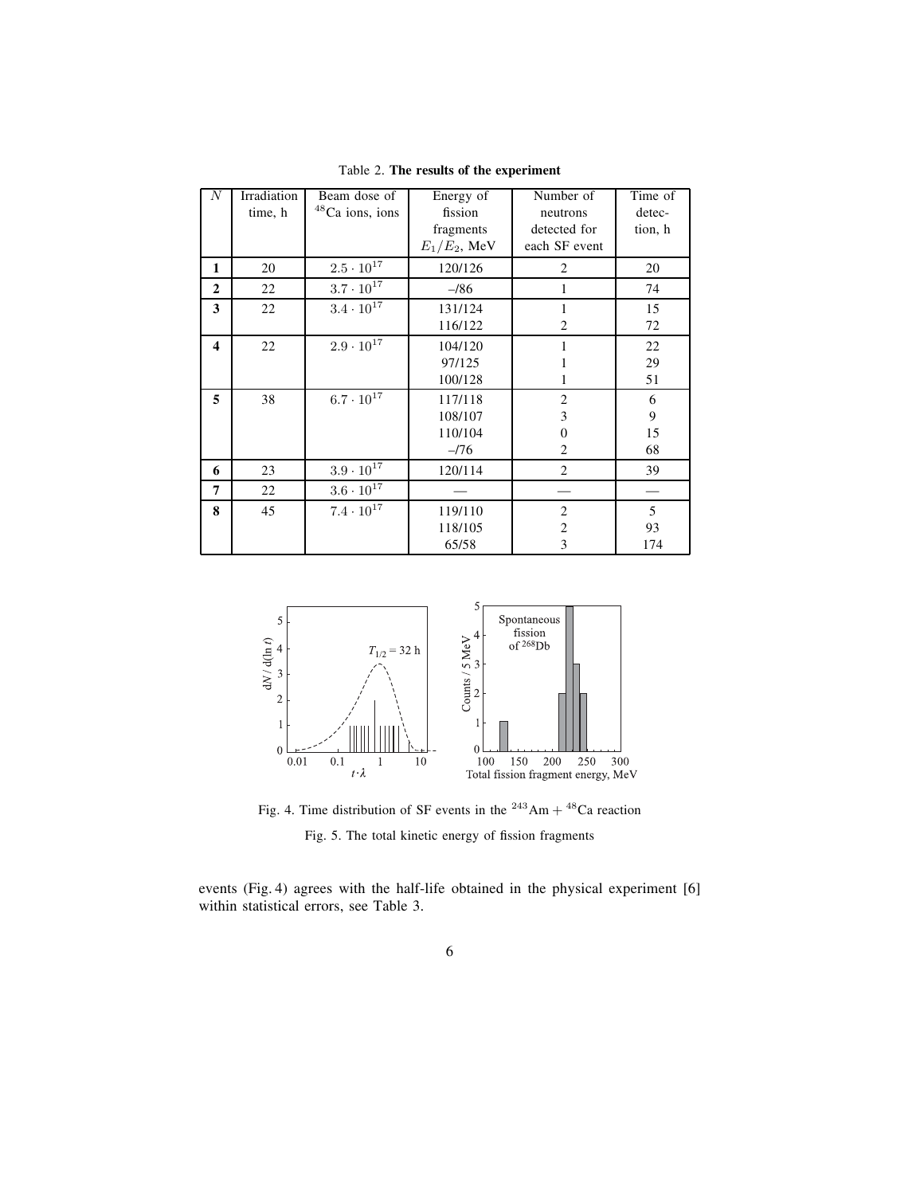Table 2. **The results of the experiment**

| $N$ | Irradiation time, h | Beam dose of $^{48}$Ca ions, ions | Energy of fission fragments $E_1/E_2$, MeV | Number of neutrons detected for each SF event | Time of detection, h |
|---|---|---|---|---|---|
| **1** | 20 | $2.5 \cdot 10^{17}$ | 120/126 | 2 | 20 |
| **2** | 22 | $3.7 \cdot 10^{17}$ | –/86 | 1 | 74 |
| **3** | 22 | $3.4 \cdot 10^{17}$ | 131/124 | 1 | 15 |
| | | | 116/122 | 2 | 72 |
| **4** | 22 | $2.9 \cdot 10^{17}$ | 104/120 | 1 | 22 |
| | | | 97/125 | 1 | 29 |
| | | | 100/128 | 1 | 51 |
| **5** | 38 | $6.7 \cdot 10^{17}$ | 117/118 | 2 | 6 |
| | | | 108/107 | 3 | 9 |
| | | | 110/104 | 0 | 15 |
| | | | –/76 | 2 | 68 |
| **6** | 23 | $3.9 \cdot 10^{17}$ | 120/114 | 2 | 39 |
| **7** | 22 | $3.6 \cdot 10^{17}$ | — | — | — |
| **8** | 45 | $7.4 \cdot 10^{17}$ | 119/110 | 2 | 5 |
| | | | 118/105 | 2 | 93 |
| | | | 65/58 | 3 | 174 |

Fig. 4. Time distribution of SF events in the $^{243}$Am + $^{48}$Ca reaction

Fig. 5. The total kinetic energy of fission fragments

events (Fig. 4) agrees with the half-life obtained in the physical experiment [6] within statistical errors, see Table 3.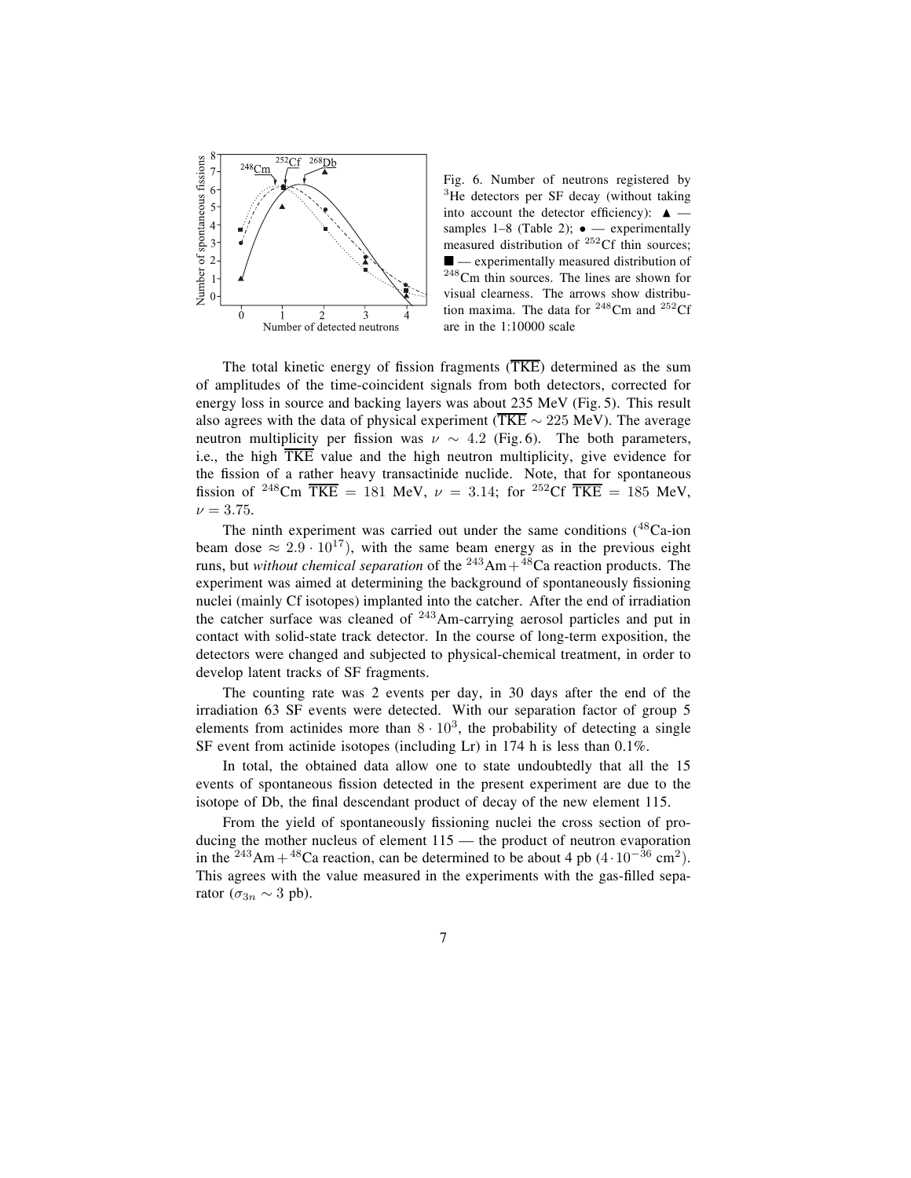Fig. 6. Number of neutrons registered by $^3$He detectors per SF decay (without taking into account the detector efficiency): ▲ — samples 1–8 (Table 2); ● — experimentally measured distribution of $^{252}$Cf thin sources; ■ — experimentally measured distribution of $^{248}$Cm thin sources. The lines are shown for visual clearness. The arrows show distribution maxima. The data for $^{248}$Cm and $^{252}$Cf are in the 1:10000 scale

The total kinetic energy of fission fragments ($\overline{\text{TKE}}$) determined as the sum of amplitudes of the time-coincident signals from both detectors, corrected for energy loss in source and backing layers was about 235 MeV (Fig. 5). This result also agrees with the data of physical experiment ($\overline{\text{TKE}} \sim 225$ MeV). The average neutron multiplicity per fission was $\nu \sim 4.2$ (Fig. 6). The both parameters, i.e., the high $\overline{\text{TKE}}$ value and the high neutron multiplicity, give evidence for the fission of a rather heavy transactinide nuclide. Note, that for spontaneous fission of $^{248}$Cm $\overline{\text{TKE}} = 181$ MeV, $\nu = 3.14$; for $^{252}$Cf $\overline{\text{TKE}} = 185$ MeV, $\nu = 3.75$.

The ninth experiment was carried out under the same conditions ($^{48}$Ca-ion beam dose $\approx 2.9 \cdot 10^{17}$), with the same beam energy as in the previous eight runs, but *without chemical separation* of the $^{243}$Am$+^{48}$Ca reaction products. The experiment was aimed at determining the background of spontaneously fissioning nuclei (mainly Cf isotopes) implanted into the catcher. After the end of irradiation the catcher surface was cleaned of $^{243}$Am-carrying aerosol particles and put in contact with solid-state track detector. In the course of long-term exposition, the detectors were changed and subjected to physical-chemical treatment, in order to develop latent tracks of SF fragments.

The counting rate was 2 events per day, in 30 days after the end of the irradiation 63 SF events were detected. With our separation factor of group 5 elements from actinides more than $8 \cdot 10^3$, the probability of detecting a single SF event from actinide isotopes (including Lr) in 174 h is less than 0.1%.

In total, the obtained data allow one to state undoubtedly that all the 15 events of spontaneous fission detected in the present experiment are due to the isotope of Db, the final descendant product of decay of the new element 115.

From the yield of spontaneously fissioning nuclei the cross section of producing the mother nucleus of element 115 — the product of neutron evaporation in the $^{243}$Am$+^{48}$Ca reaction, can be determined to be about 4 pb ($4 \cdot 10^{-36}$ cm$^2$). This agrees with the value measured in the experiments with the gas-filled separator ($\sigma_{3n} \sim 3$ pb).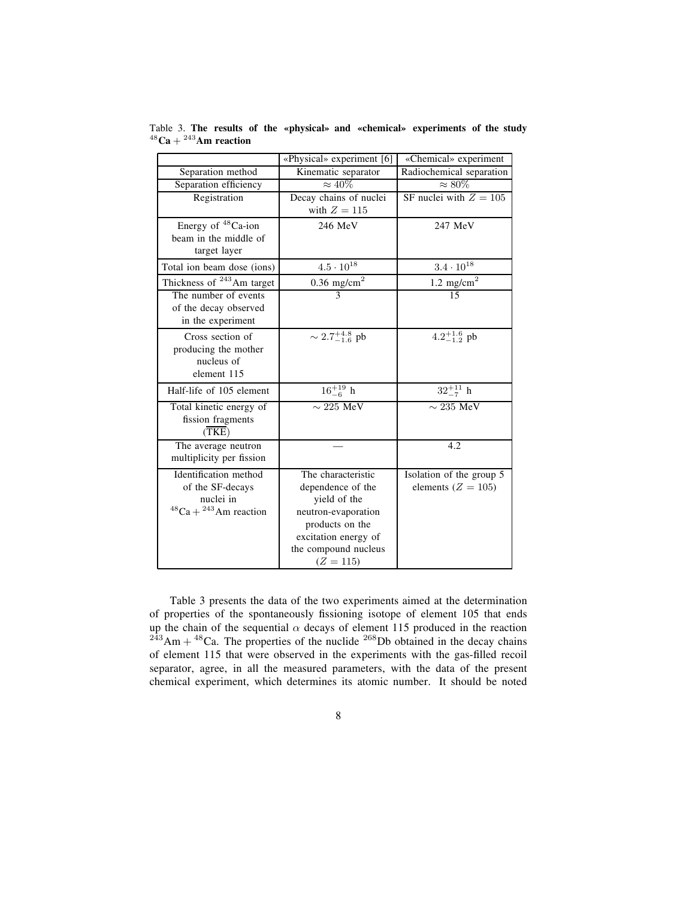Table 3. **The results of the «physical» and «chemical» experiments of the study $^{48}$Ca + $^{243}$Am reaction**

| | «Physical» experiment [6] | «Chemical» experiment |
|---|---|---|
| Separation method | Kinematic separator | Radiochemical separation |
| Separation efficiency | $\approx 40\%$ | $\approx 80\%$ |
| Registration | Decay chains of nuclei with $Z = 115$ | SF nuclei with $Z = 105$ |
| Energy of $^{48}$Ca-ion beam in the middle of target layer | 246 MeV | 247 MeV |
| Total ion beam dose (ions) | $4.5 \cdot 10^{18}$ | $3.4 \cdot 10^{18}$ |
| Thickness of $^{243}$Am target | 0.36 mg/cm$^2$ | 1.2 mg/cm$^2$ |
| The number of events of the decay observed in the experiment | 3 | 15 |
| Cross section of producing the mother nucleus of element 115 | $\sim 2.7^{+4.8}_{-1.6}$ pb | $4.2^{+1.6}_{-1.2}$ pb |
| Half-life of 105 element | $16^{+19}_{-6}$ h | $32^{+11}_{-7}$ h |
| Total kinetic energy of fission fragments ($\overline{\text{TKE}}$) | $\sim 225$ MeV | $\sim 235$ MeV |
| The average neutron multiplicity per fission | — | 4.2 |
| Identification method of the SF-decays nuclei in $^{48}$Ca + $^{243}$Am reaction | The characteristic dependence of the yield of the neutron-evaporation products on the excitation energy of the compound nucleus ($Z = 115$) | Isolation of the group 5 elements ($Z = 105$) |

Table 3 presents the data of the two experiments aimed at the determination of properties of the spontaneously fissioning isotope of element 105 that ends up the chain of the sequential $\alpha$ decays of element 115 produced in the reaction $^{243}$Am + $^{48}$Ca. The properties of the nuclide $^{268}$Db obtained in the decay chains of element 115 that were observed in the experiments with the gas-filled recoil separator, agree, in all the measured parameters, with the data of the present chemical experiment, which determines its atomic number. It should be noted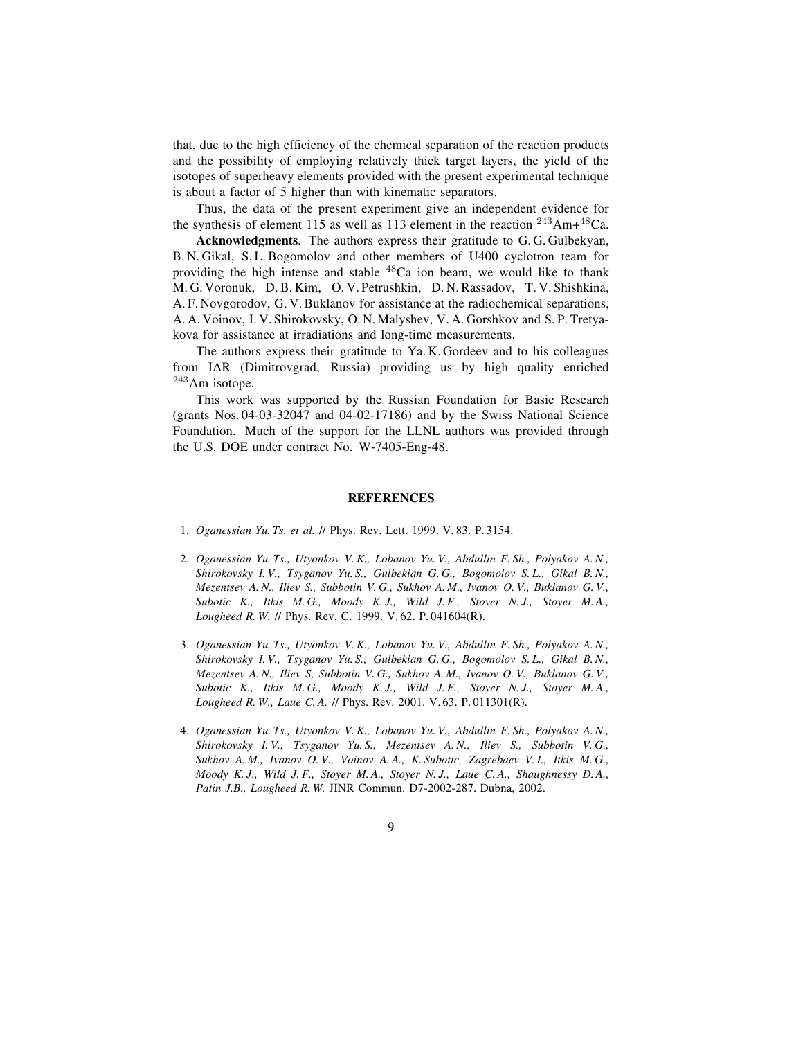that, due to the high efficiency of the chemical separation of the reaction products and the possibility of employing relatively thick target layers, the yield of the isotopes of superheavy elements provided with the present experimental technique is about a factor of 5 higher than with kinematic separators.

Thus, the data of the present experiment give an independent evidence for the synthesis of element 115 as well as 113 element in the reaction $^{243}$Am+$^{48}$Ca.

**Acknowledgments**. The authors express their gratitude to G. G. Gulbekyan, B. N. Gikal, S. L. Bogomolov and other members of U400 cyclotron team for providing the high intense and stable $^{48}$Ca ion beam, we would like to thank M. G. Voronuk, D. B. Kim, O. V. Petrushkin, D. N. Rassadov, T. V. Shishkina, A. F. Novgorodov, G. V. Buklanov for assistance at the radiochemical separations, A. A. Voinov, I. V. Shirokovsky, O. N. Malyshev, V. A. Gorshkov and S. P. Tretyakova for assistance at irradiations and long-time measurements.

The authors express their gratitude to Ya. K. Gordeev and to his colleagues from IAR (Dimitrovgrad, Russia) providing us by high quality enriched $^{243}$Am isotope.

This work was supported by the Russian Foundation for Basic Research (grants Nos. 04-03-32047 and 04-02-17186) and by the Swiss National Science Foundation. Much of the support for the LLNL authors was provided through the U.S. DOE under contract No. W-7405-Eng-48.

## REFERENCES

1. *Oganessian Yu. Ts. et al.* // Phys. Rev. Lett. 1999. V. 83. P. 3154.

2. *Oganessian Yu. Ts., Utyonkov V. K., Lobanov Yu. V., Abdullin F. Sh., Polyakov A. N., Shirokovsky I. V., Tsyganov Yu. S., Gulbekian G. G., Bogomolov S. L., Gikal B. N., Mezentsev A. N., Iliev S., Subbotin V. G., Sukhov A. M., Ivanov O. V., Buklanov G. V., Subotic K., Itkis M. G., Moody K. J., Wild J. F., Stoyer N. J., Stoyer M. A., Lougheed R. W.* // Phys. Rev. C. 1999. V. 62. P. 041604(R).

3. *Oganessian Yu. Ts., Utyonkov V. K., Lobanov Yu. V., Abdullin F. Sh., Polyakov A. N., Shirokovsky I. V., Tsyganov Yu. S., Gulbekian G. G., Bogomolov S. L., Gikal B. N., Mezentsev A. N., Iliev S, Subbotin V. G., Sukhov A. M., Ivanov O. V., Buklanov G. V., Subotic K., Itkis M. G., Moody K. J., Wild J. F., Stoyer N. J., Stoyer M. A., Lougheed R. W., Laue C. A.* // Phys. Rev. 2001. V. 63. P. 011301(R).

4. *Oganessian Yu. Ts., Utyonkov V. K., Lobanov Yu. V., Abdullin F. Sh., Polyakov A. N., Shirokovsky I. V., Tsyganov Yu. S., Mezentsev A. N., Iliev S., Subbotin V. G., Sukhov A. M., Ivanov O. V., Voinov A. A., K. Subotic, Zagrebaev V. I., Itkis M. G., Moody K. J., Wild J. F., Stoyer M. A., Stoyer N. J., Laue C. A., Shaughnessy D. A., Patin J.B., Lougheed R. W.* JINR Commun. D7-2002-287. Dubna, 2002.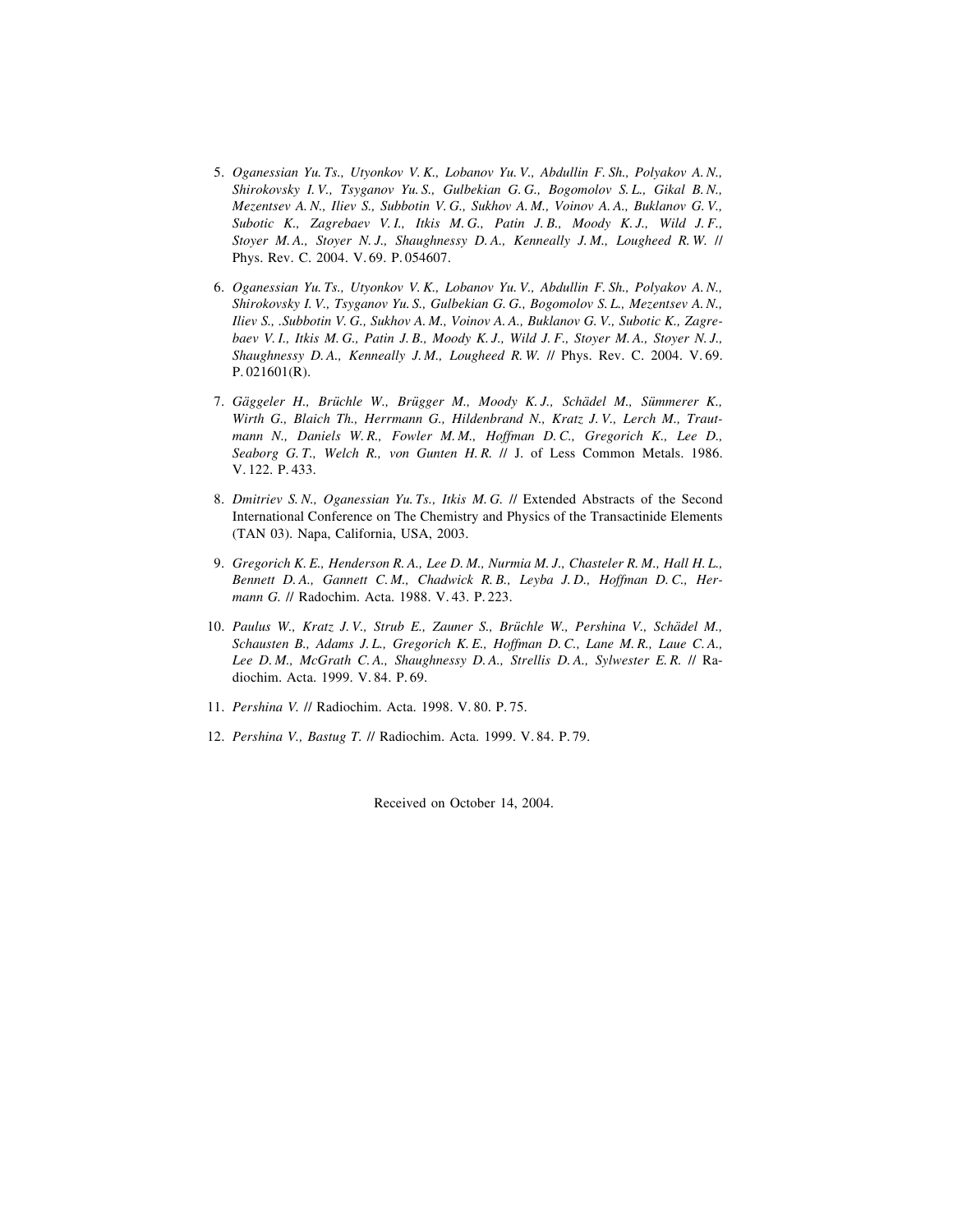5. *Oganessian Yu. Ts., Utyonkov V. K., Lobanov Yu. V., Abdullin F. Sh., Polyakov A. N., Shirokovsky I. V., Tsyganov Yu. S., Gulbekian G. G., Bogomolov S. L., Gikal B. N., Mezentsev A. N., Iliev S., Subbotin V. G., Sukhov A. M., Voinov A. A., Buklanov G. V., Subotic K., Zagrebaev V. I., Itkis M. G., Patin J. B., Moody K. J., Wild J. F., Stoyer M. A., Stoyer N. J., Shaughnessy D. A., Kenneally J. M., Lougheed R. W.* // Phys. Rev. C. 2004. V. 69. P. 054607.

6. *Oganessian Yu. Ts., Utyonkov V. K., Lobanov Yu. V., Abdullin F. Sh., Polyakov A. N., Shirokovsky I. V., Tsyganov Yu. S., Gulbekian G. G., Bogomolov S. L., Mezentsev A. N., Iliev S., .Subbotin V. G., Sukhov A. M., Voinov A. A., Buklanov G. V., Subotic K., Zagrebaev V. I., Itkis M. G., Patin J. B., Moody K. J., Wild J. F., Stoyer M. A., Stoyer N. J., Shaughnessy D. A., Kenneally J. M., Lougheed R. W.* // Phys. Rev. C. 2004. V. 69. P. 021601(R).

7. *Gäggeler H., Brüchle W., Brügger M., Moody K. J., Schädel M., Sümmerer K., Wirth G., Blaich Th., Herrmann G., Hildenbrand N., Kratz J. V., Lerch M., Trautmann N., Daniels W. R., Fowler M. M., Hoffman D. C., Gregorich K., Lee D., Seaborg G. T., Welch R., von Gunten H. R.* // J. of Less Common Metals. 1986. V. 122. P. 433.

8. *Dmitriev S. N., Oganessian Yu. Ts., Itkis M. G.* // Extended Abstracts of the Second International Conference on The Chemistry and Physics of the Transactinide Elements (TAN 03). Napa, California, USA, 2003.

9. *Gregorich K. E., Henderson R. A., Lee D. M., Nurmia M. J., Chasteler R. M., Hall H. L., Bennett D. A., Gannett C. M., Chadwick R. B., Leyba J. D., Hoffman D. C., Hermann G.* // Radochim. Acta. 1988. V. 43. P. 223.

10. *Paulus W., Kratz J. V., Strub E., Zauner S., Brüchle W., Pershina V., Schädel M., Schausten B., Adams J. L., Gregorich K. E., Hoffman D. C., Lane M. R., Laue C. A., Lee D. M., McGrath C. A., Shaughnessy D. A., Strellis D. A., Sylwester E. R.* // Radiochim. Acta. 1999. V. 84. P. 69.

11. *Pershina V.* // Radiochim. Acta. 1998. V. 80. P. 75.

12. *Pershina V., Bastug T.* // Radiochim. Acta. 1999. V. 84. P. 79.

Received on October 14, 2004.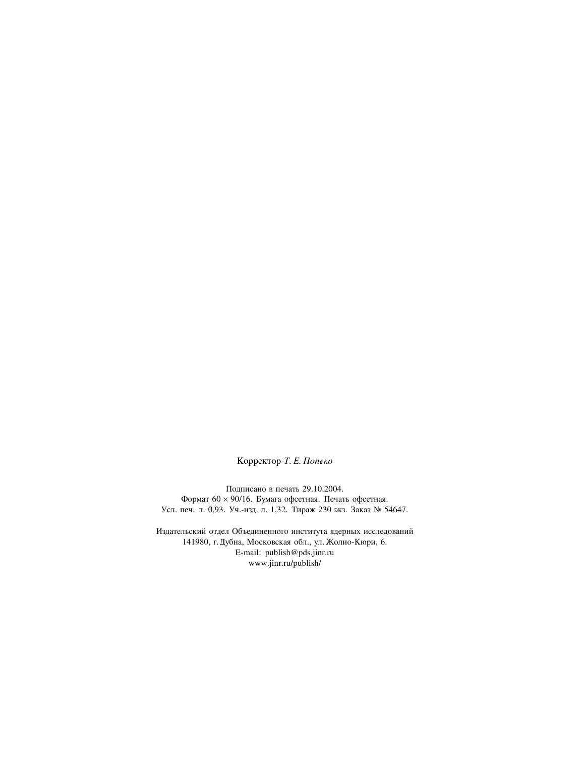Корректор *Т. Е. Попеко*

Подписано в печать 29.10.2004.
Формат $60 \times 90/16$. Бумага офсетная. Печать офсетная.
Усл. печ. л. 0,93. Уч.-изд. л. 1,32. Тираж 230 экз. Заказ № 54647.

Издательский отдел Объединенного института ядерных исследований
141980, г. Дубна, Московская обл., ул. Жолио-Кюри, 6.
E-mail: publish@pds.jinr.ru
www.jinr.ru/publish/